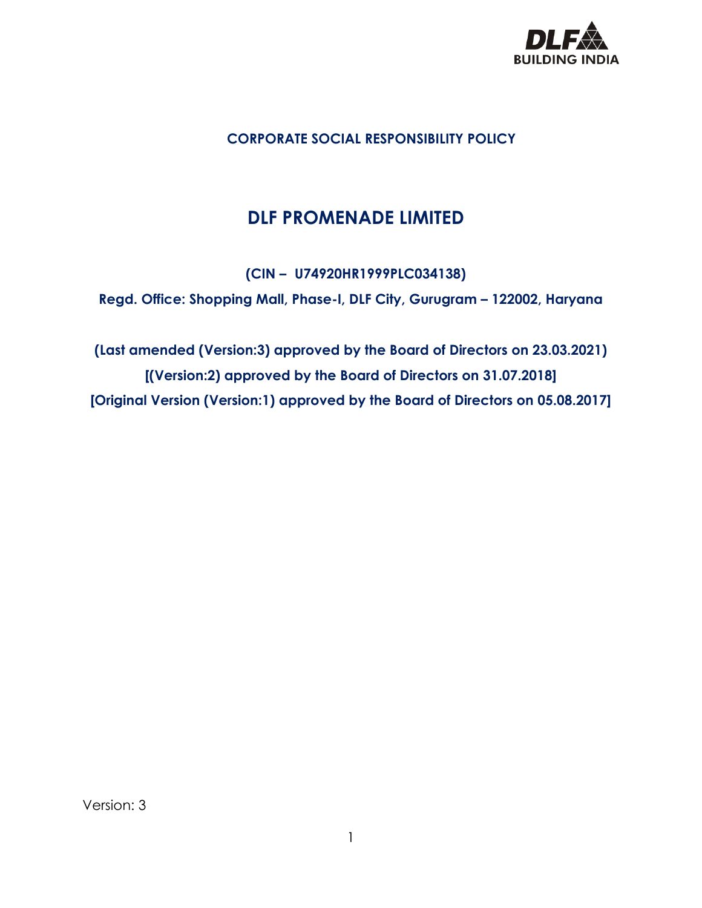# CORPORATE SOCIAL RESPONSIBILITY POLICY

# DLF PROMENADE LIMITED

**(CIN – U74920HR1999PLC034138)**

**Regd. Office: Shopping Mall, Phase-I, DLF City, Gurugram – 122002, Haryana**

**(Last amended (Version:3) approved by the Board of Directors on 23.03.2021)**

**[(Version:2) approved by the Board of Directors on 31.07.2018]**

**[Original Version (Version:1) approved by the Board of Directors on 05.08.2017]**

Version: 3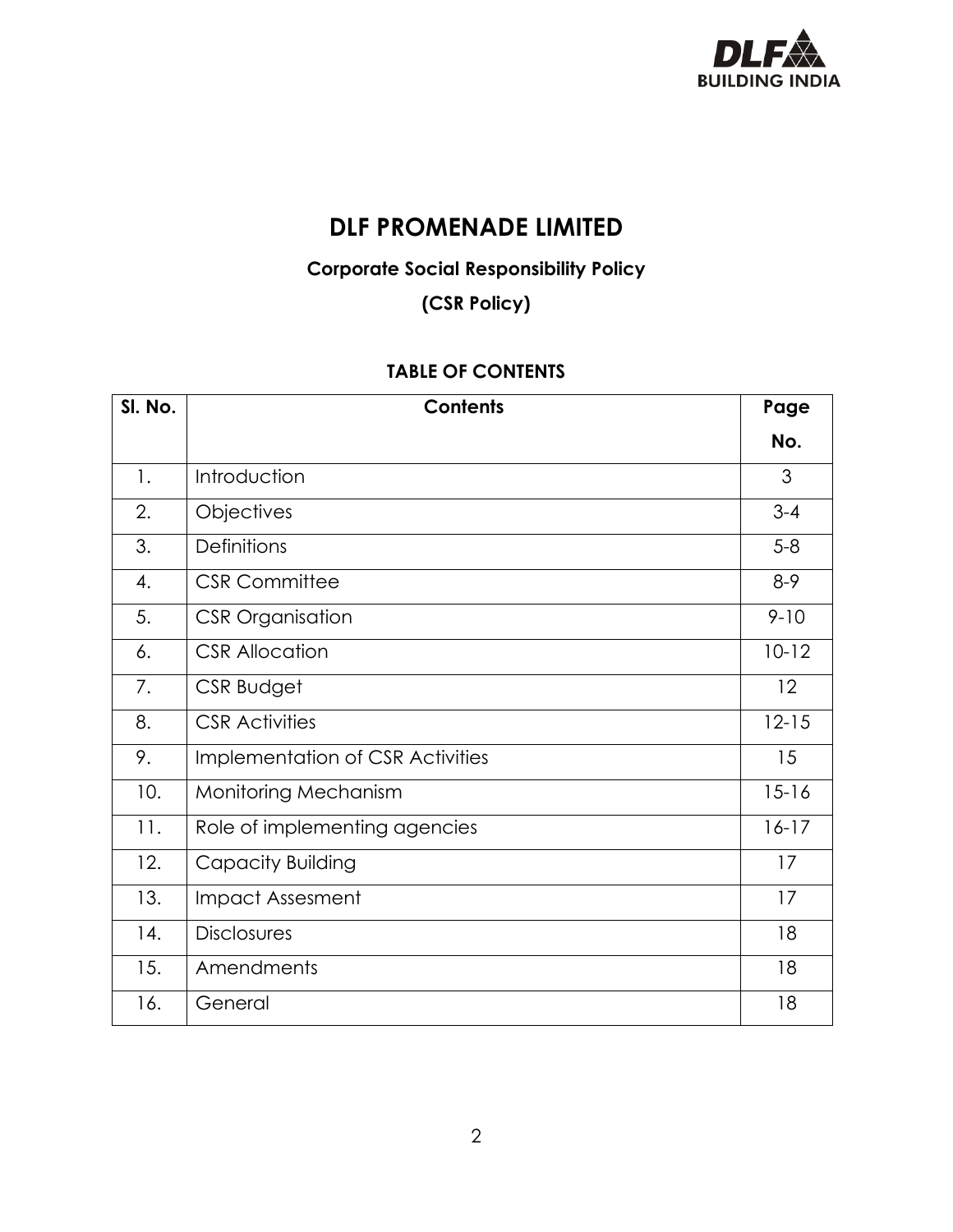# DLF PROMENADE LIMITED

## Corporate Social Responsibility Policy

## (CSR Policy)

### TABLE OF CONTENTS

| Sl. No. | Contents | Page No. |
|---|---|---|
| 1. | Introduction | 3 |
| 2. | Objectives | 3-4 |
| 3. | Definitions | 5-8 |
| 4. | CSR Committee | 8-9 |
| 5. | CSR Organisation | 9-10 |
| 6. | CSR Allocation | 10-12 |
| 7. | CSR Budget | 12 |
| 8. | CSR Activities | 12-15 |
| 9. | Implementation of CSR Activities | 15 |
| 10. | Monitoring Mechanism | 15-16 |
| 11. | Role of implementing agencies | 16-17 |
| 12. | Capacity Building | 17 |
| 13. | Impact Assesment | 17 |
| 14. | Disclosures | 18 |
| 15. | Amendments | 18 |
| 16. | General | 18 |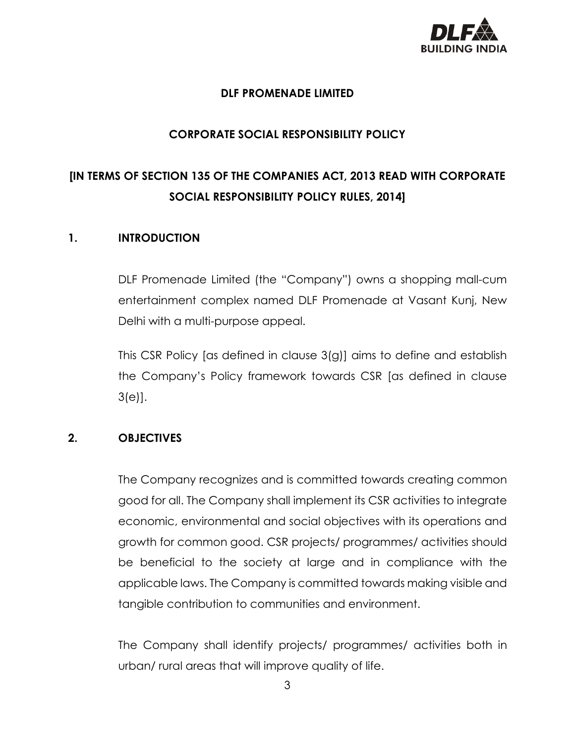**DLF PROMENADE LIMITED**

**CORPORATE SOCIAL RESPONSIBILITY POLICY**

**[IN TERMS OF SECTION 135 OF THE COMPANIES ACT, 2013 READ WITH CORPORATE SOCIAL RESPONSIBILITY POLICY RULES, 2014]**

## 1. INTRODUCTION

DLF Promenade Limited (the "Company") owns a shopping mall-cum entertainment complex named DLF Promenade at Vasant Kunj, New Delhi with a multi-purpose appeal.

This CSR Policy [as defined in clause 3(g)] aims to define and establish the Company's Policy framework towards CSR [as defined in clause 3(e)].

## 2. OBJECTIVES

The Company recognizes and is committed towards creating common good for all. The Company shall implement its CSR activities to integrate economic, environmental and social objectives with its operations and growth for common good. CSR projects/ programmes/ activities should be beneficial to the society at large and in compliance with the applicable laws. The Company is committed towards making visible and tangible contribution to communities and environment.

The Company shall identify projects/ programmes/ activities both in urban/ rural areas that will improve quality of life.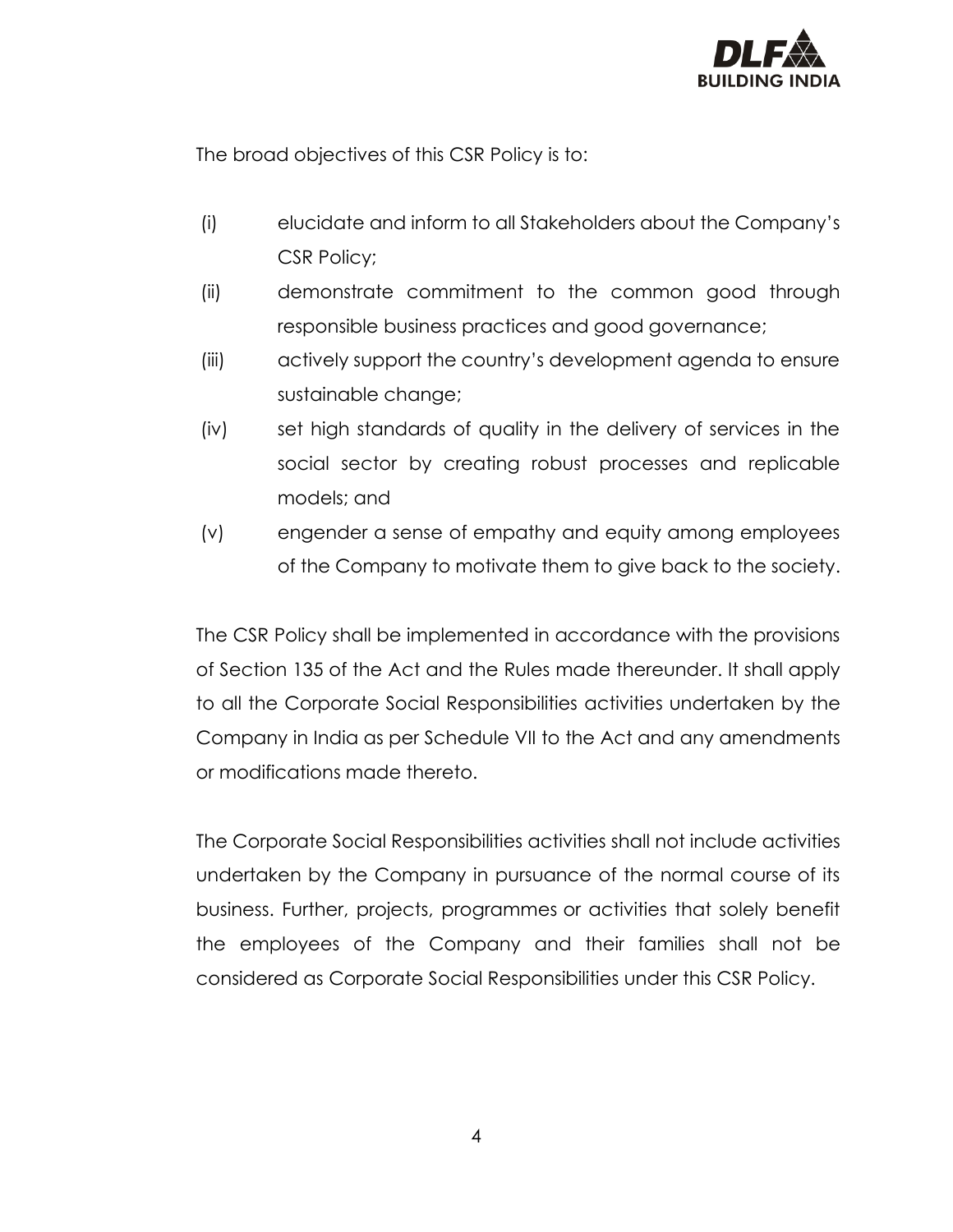The broad objectives of this CSR Policy is to:

(i) elucidate and inform to all Stakeholders about the Company's CSR Policy;

(ii) demonstrate commitment to the common good through responsible business practices and good governance;

(iii) actively support the country's development agenda to ensure sustainable change;

(iv) set high standards of quality in the delivery of services in the social sector by creating robust processes and replicable models; and

(v) engender a sense of empathy and equity among employees of the Company to motivate them to give back to the society.

The CSR Policy shall be implemented in accordance with the provisions of Section 135 of the Act and the Rules made thereunder. It shall apply to all the Corporate Social Responsibilities activities undertaken by the Company in India as per Schedule VII to the Act and any amendments or modifications made thereto.

The Corporate Social Responsibilities activities shall not include activities undertaken by the Company in pursuance of the normal course of its business. Further, projects, programmes or activities that solely benefit the employees of the Company and their families shall not be considered as Corporate Social Responsibilities under this CSR Policy.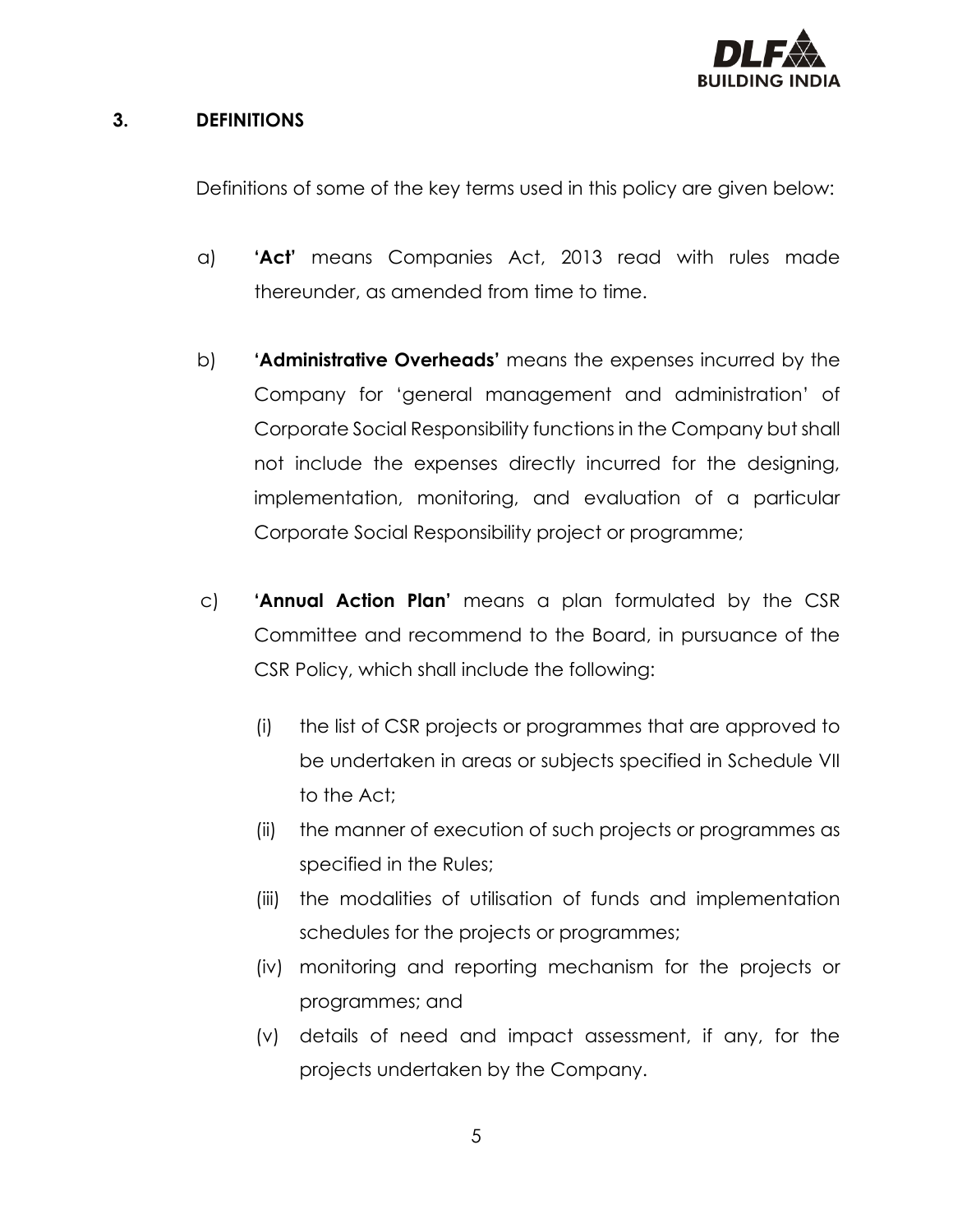## 3. DEFINITIONS

Definitions of some of the key terms used in this policy are given below:

a) **'Act'** means Companies Act, 2013 read with rules made thereunder, as amended from time to time.

b) **'Administrative Overheads'** means the expenses incurred by the Company for 'general management and administration' of Corporate Social Responsibility functions in the Company but shall not include the expenses directly incurred for the designing, implementation, monitoring, and evaluation of a particular Corporate Social Responsibility project or programme;

c) **'Annual Action Plan'** means a plan formulated by the CSR Committee and recommend to the Board, in pursuance of the CSR Policy, which shall include the following:

   (i) the list of CSR projects or programmes that are approved to be undertaken in areas or subjects specified in Schedule VII to the Act;

   (ii) the manner of execution of such projects or programmes as specified in the Rules;

   (iii) the modalities of utilisation of funds and implementation schedules for the projects or programmes;

   (iv) monitoring and reporting mechanism for the projects or programmes; and

   (v) details of need and impact assessment, if any, for the projects undertaken by the Company.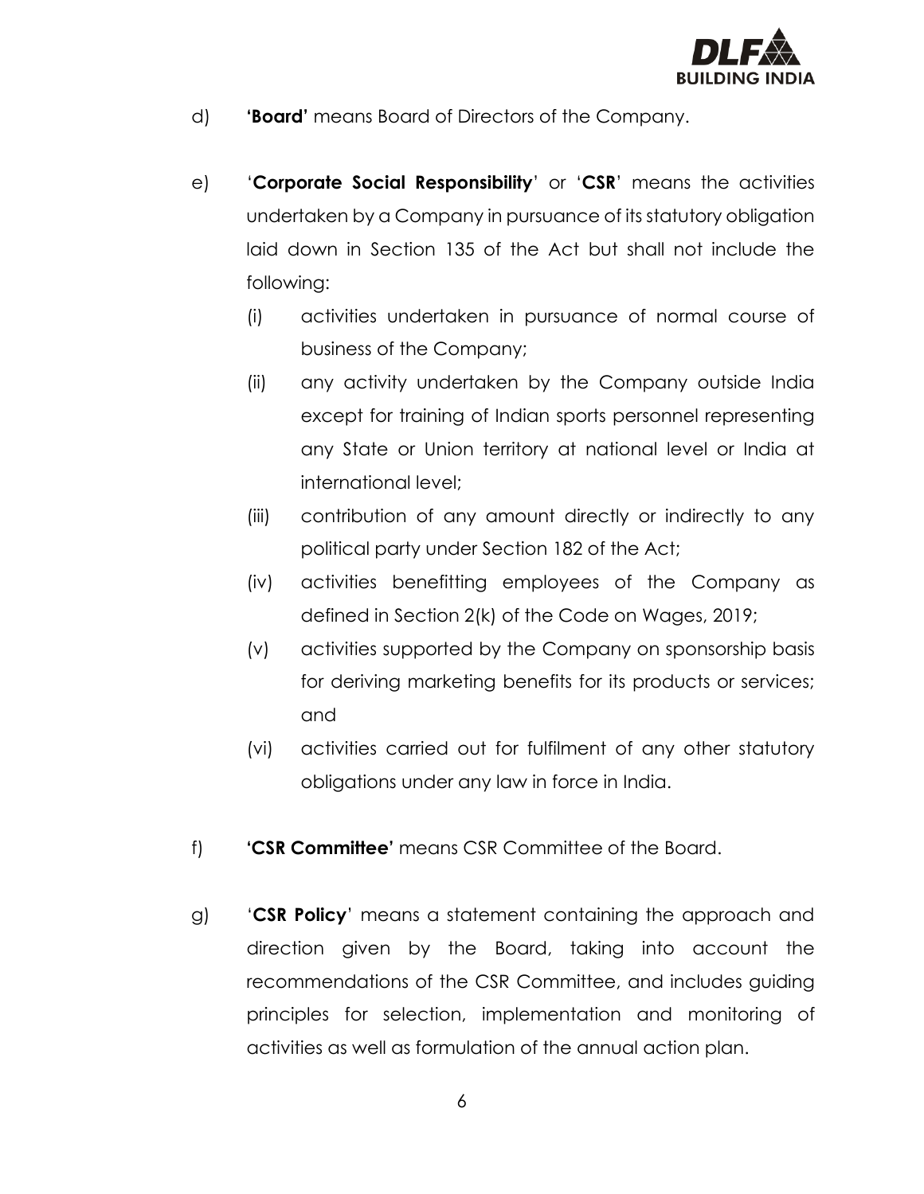d) **'Board'** means Board of Directors of the Company.

e) '**Corporate Social Responsibility**' or '**CSR**' means the activities undertaken by a Company in pursuance of its statutory obligation laid down in Section 135 of the Act but shall not include the following:

   (i) activities undertaken in pursuance of normal course of business of the Company;

   (ii) any activity undertaken by the Company outside India except for training of Indian sports personnel representing any State or Union territory at national level or India at international level;

   (iii) contribution of any amount directly or indirectly to any political party under Section 182 of the Act;

   (iv) activities benefitting employees of the Company as defined in Section 2(k) of the Code on Wages, 2019;

   (v) activities supported by the Company on sponsorship basis for deriving marketing benefits for its products or services; and

   (vi) activities carried out for fulfilment of any other statutory obligations under any law in force in India.

f) **'CSR Committee'** means CSR Committee of the Board.

g) '**CSR Policy**' means a statement containing the approach and direction given by the Board, taking into account the recommendations of the CSR Committee, and includes guiding principles for selection, implementation and monitoring of activities as well as formulation of the annual action plan.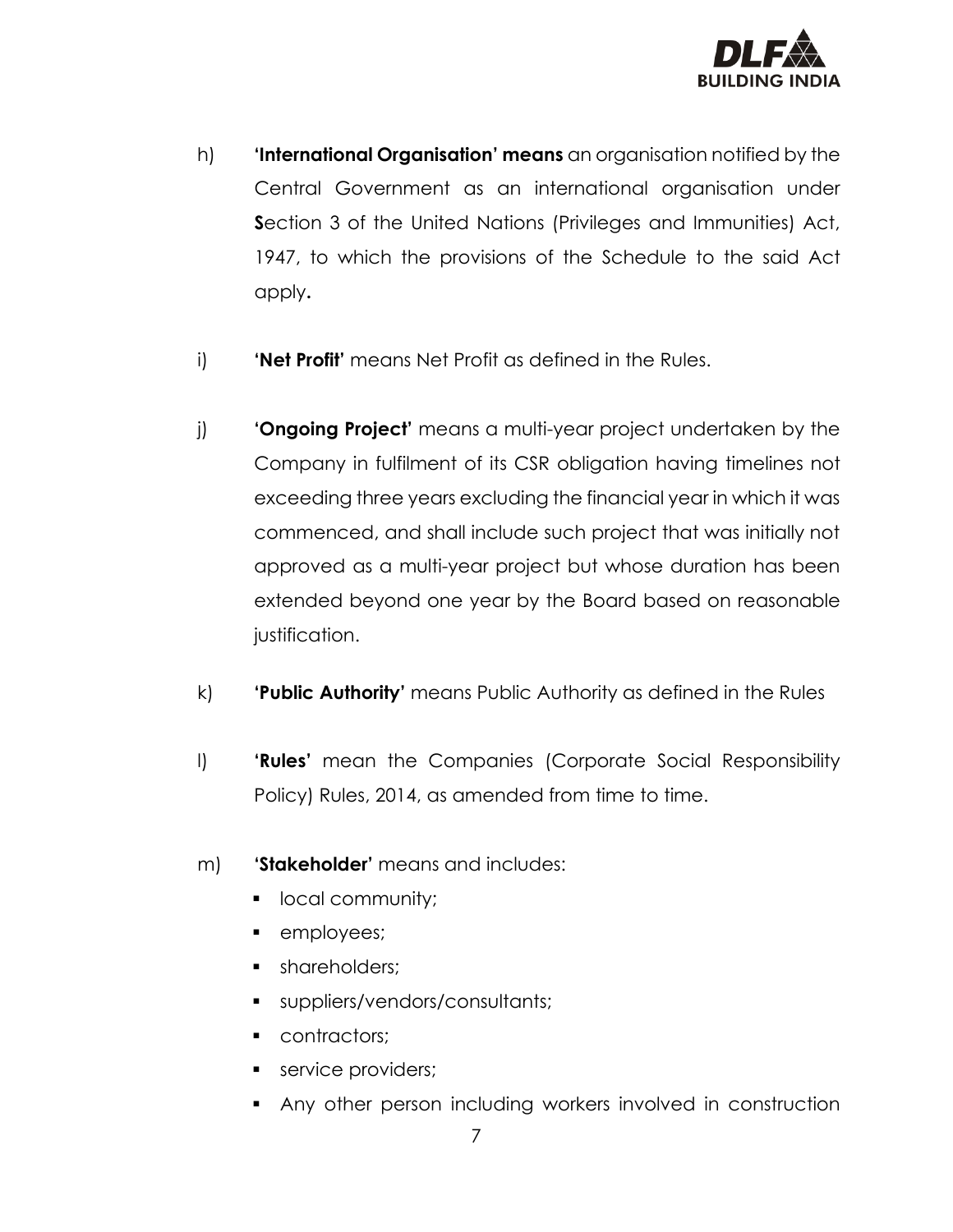h) **'International Organisation' means** an organisation notified by the Central Government as an international organisation under **S**ection 3 of the United Nations (Privileges and Immunities) Act, 1947, to which the provisions of the Schedule to the said Act apply**.**

i) **'Net Profit'** means Net Profit as defined in the Rules.

j) **'Ongoing Project'** means a multi-year project undertaken by the Company in fulfilment of its CSR obligation having timelines not exceeding three years excluding the financial year in which it was commenced, and shall include such project that was initially not approved as a multi-year project but whose duration has been extended beyond one year by the Board based on reasonable justification.

k) **'Public Authority'** means Public Authority as defined in the Rules

l) **'Rules'** mean the Companies (Corporate Social Responsibility Policy) Rules, 2014, as amended from time to time.

m) '**Stakeholder'** means and includes:

- local community;
- employees;
- shareholders;
- suppliers/vendors/consultants;
- contractors;
- service providers;
- Any other person including workers involved in construction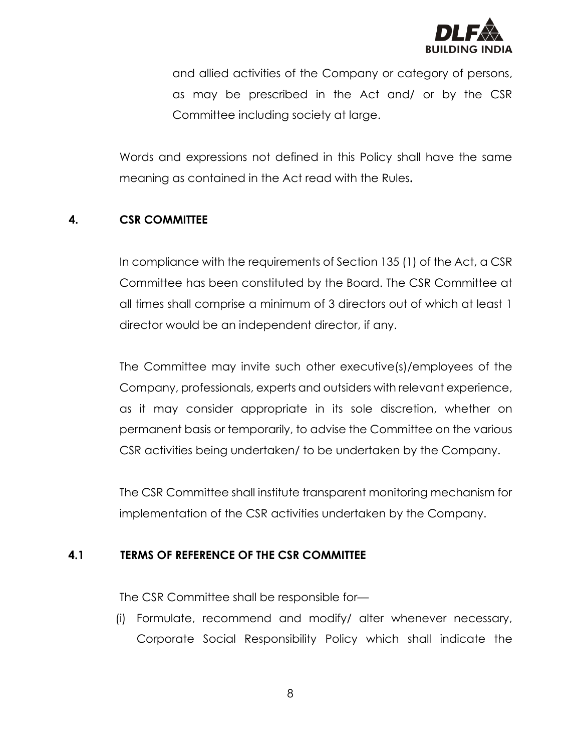and allied activities of the Company or category of persons, as may be prescribed in the Act and/ or by the CSR Committee including society at large.

Words and expressions not defined in this Policy shall have the same meaning as contained in the Act read with the Rules**.**

## 4. CSR COMMITTEE

In compliance with the requirements of Section 135 (1) of the Act, a CSR Committee has been constituted by the Board. The CSR Committee at all times shall comprise a minimum of 3 directors out of which at least 1 director would be an independent director, if any.

The Committee may invite such other executive(s)/employees of the Company, professionals, experts and outsiders with relevant experience, as it may consider appropriate in its sole discretion, whether on permanent basis or temporarily, to advise the Committee on the various CSR activities being undertaken/ to be undertaken by the Company.

The CSR Committee shall institute transparent monitoring mechanism for implementation of the CSR activities undertaken by the Company.

### 4.1 TERMS OF REFERENCE OF THE CSR COMMITTEE

The CSR Committee shall be responsible for—

(i) Formulate, recommend and modify/ alter whenever necessary, Corporate Social Responsibility Policy which shall indicate the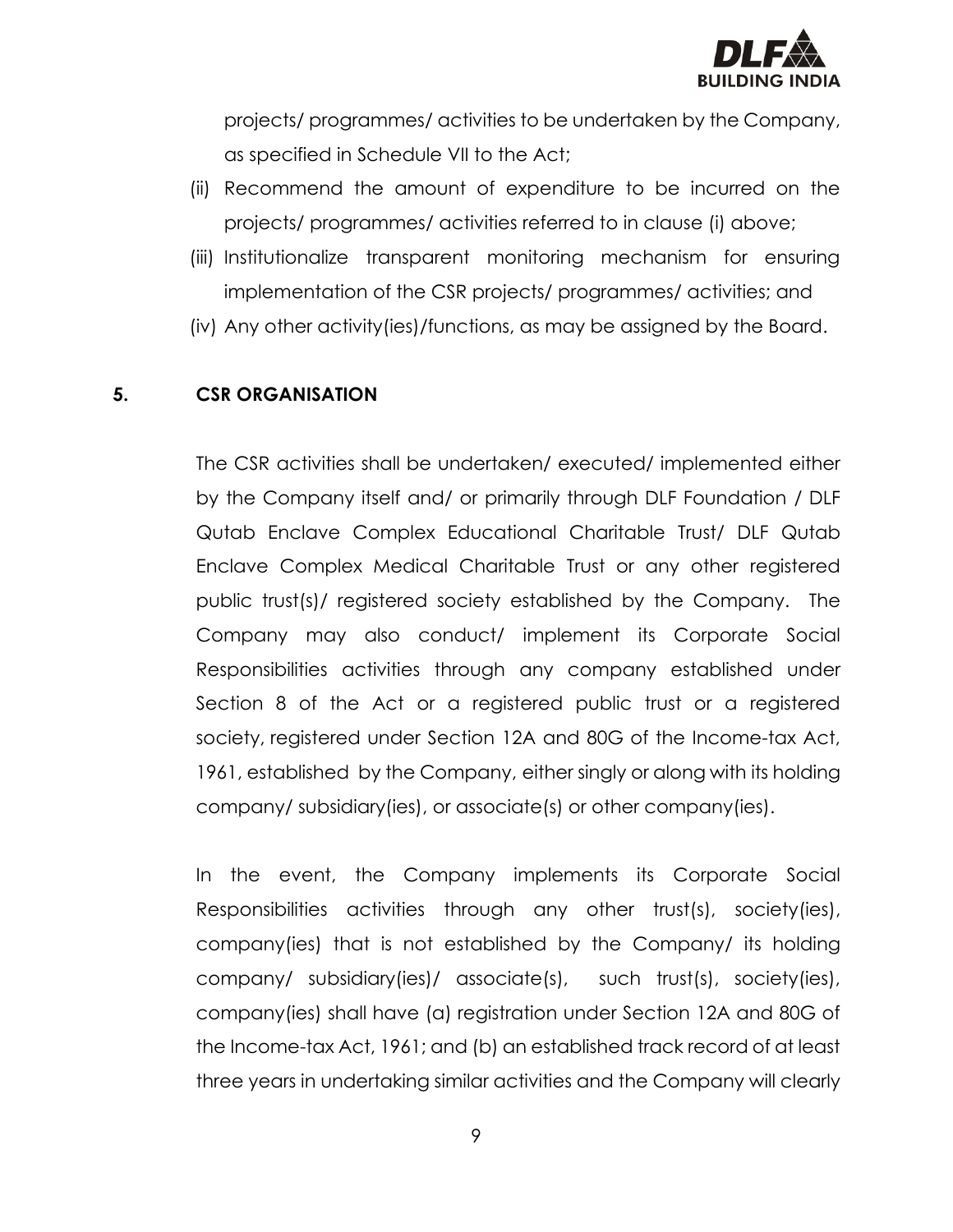projects/ programmes/ activities to be undertaken by the Company, as specified in Schedule VII to the Act;

(ii) Recommend the amount of expenditure to be incurred on the projects/ programmes/ activities referred to in clause (i) above;

(iii) Institutionalize transparent monitoring mechanism for ensuring implementation of the CSR projects/ programmes/ activities; and

(iv) Any other activity(ies)/functions, as may be assigned by the Board.

## 5. CSR ORGANISATION

The CSR activities shall be undertaken/ executed/ implemented either by the Company itself and/ or primarily through DLF Foundation / DLF Qutab Enclave Complex Educational Charitable Trust/ DLF Qutab Enclave Complex Medical Charitable Trust or any other registered public trust(s)/ registered society established by the Company. The Company may also conduct/ implement its Corporate Social Responsibilities activities through any company established under Section 8 of the Act or a registered public trust or a registered society, registered under Section 12A and 80G of the Income-tax Act, 1961, established by the Company, either singly or along with its holding company/ subsidiary(ies), or associate(s) or other company(ies).

In the event, the Company implements its Corporate Social Responsibilities activities through any other trust(s), society(ies), company(ies) that is not established by the Company/ its holding company/ subsidiary(ies)/ associate(s), such trust(s), society(ies), company(ies) shall have (a) registration under Section 12A and 80G of the Income-tax Act, 1961; and (b) an established track record of at least three years in undertaking similar activities and the Company will clearly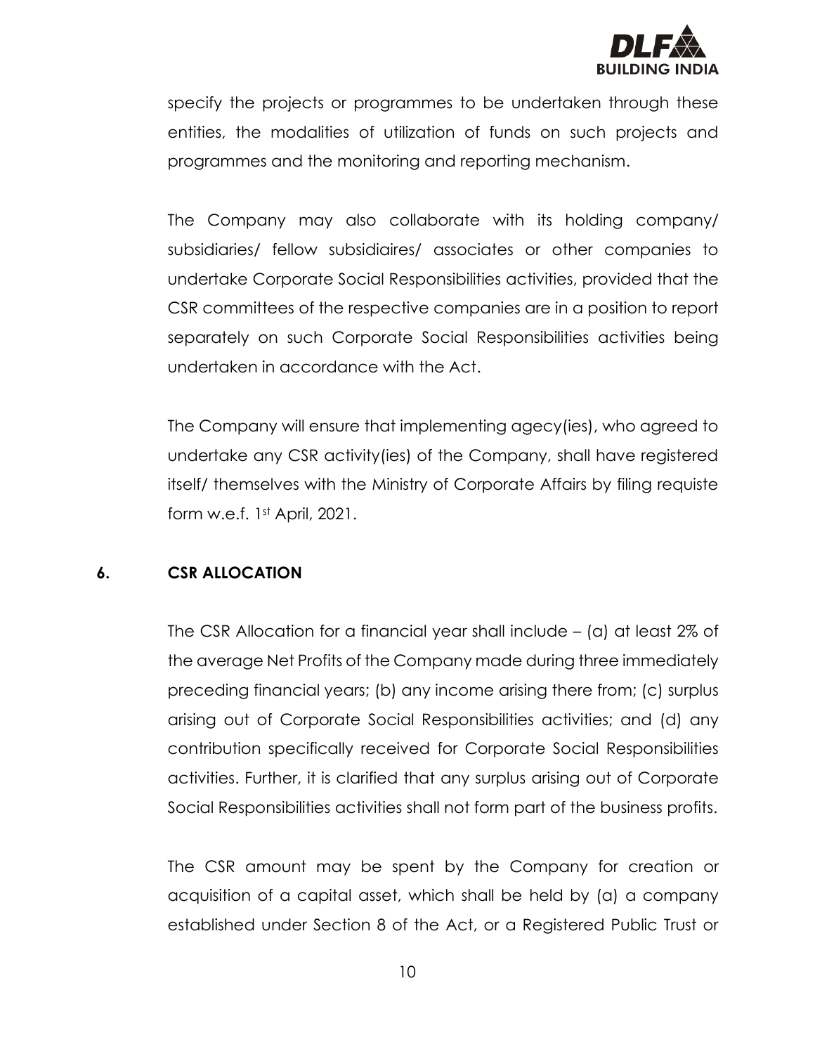specify the projects or programmes to be undertaken through these entities, the modalities of utilization of funds on such projects and programmes and the monitoring and reporting mechanism.

The Company may also collaborate with its holding company/ subsidiaries/ fellow subsidiaires/ associates or other companies to undertake Corporate Social Responsibilities activities, provided that the CSR committees of the respective companies are in a position to report separately on such Corporate Social Responsibilities activities being undertaken in accordance with the Act.

The Company will ensure that implementing agecy(ies), who agreed to undertake any CSR activity(ies) of the Company, shall have registered itself/ themselves with the Ministry of Corporate Affairs by filing requiste form w.e.f. 1st April, 2021.

## 6. CSR ALLOCATION

The CSR Allocation for a financial year shall include – (a) at least 2% of the average Net Profits of the Company made during three immediately preceding financial years; (b) any income arising there from; (c) surplus arising out of Corporate Social Responsibilities activities; and (d) any contribution specifically received for Corporate Social Responsibilities activities. Further, it is clarified that any surplus arising out of Corporate Social Responsibilities activities shall not form part of the business profits.

The CSR amount may be spent by the Company for creation or acquisition of a capital asset, which shall be held by (a) a company established under Section 8 of the Act, or a Registered Public Trust or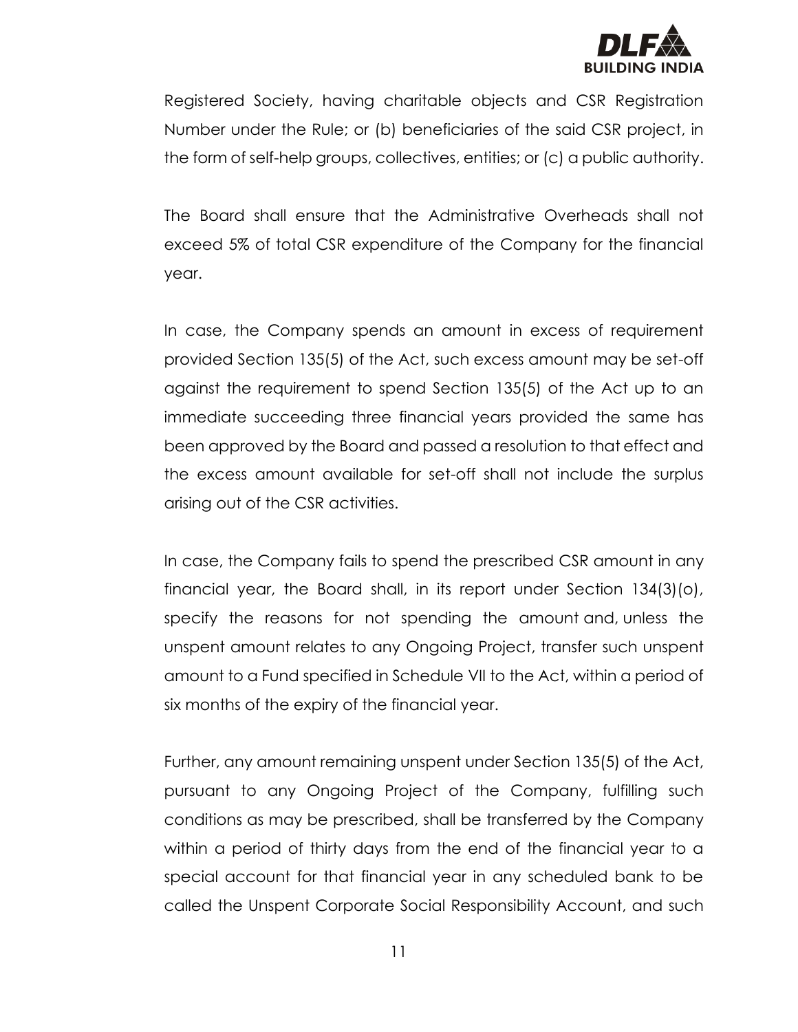Registered Society, having charitable objects and CSR Registration Number under the Rule; or (b) beneficiaries of the said CSR project, in the form of self-help groups, collectives, entities; or (c) a public authority.

The Board shall ensure that the Administrative Overheads shall not exceed 5% of total CSR expenditure of the Company for the financial year.

In case, the Company spends an amount in excess of requirement provided Section 135(5) of the Act, such excess amount may be set-off against the requirement to spend Section 135(5) of the Act up to an immediate succeeding three financial years provided the same has been approved by the Board and passed a resolution to that effect and the excess amount available for set-off shall not include the surplus arising out of the CSR activities.

In case, the Company fails to spend the prescribed CSR amount in any financial year, the Board shall, in its report under Section 134(3)(o), specify the reasons for not spending the amount and, unless the unspent amount relates to any Ongoing Project, transfer such unspent amount to a Fund specified in Schedule VII to the Act, within a period of six months of the expiry of the financial year.

Further, any amount remaining unspent under Section 135(5) of the Act, pursuant to any Ongoing Project of the Company, fulfilling such conditions as may be prescribed, shall be transferred by the Company within a period of thirty days from the end of the financial year to a special account for that financial year in any scheduled bank to be called the Unspent Corporate Social Responsibility Account, and such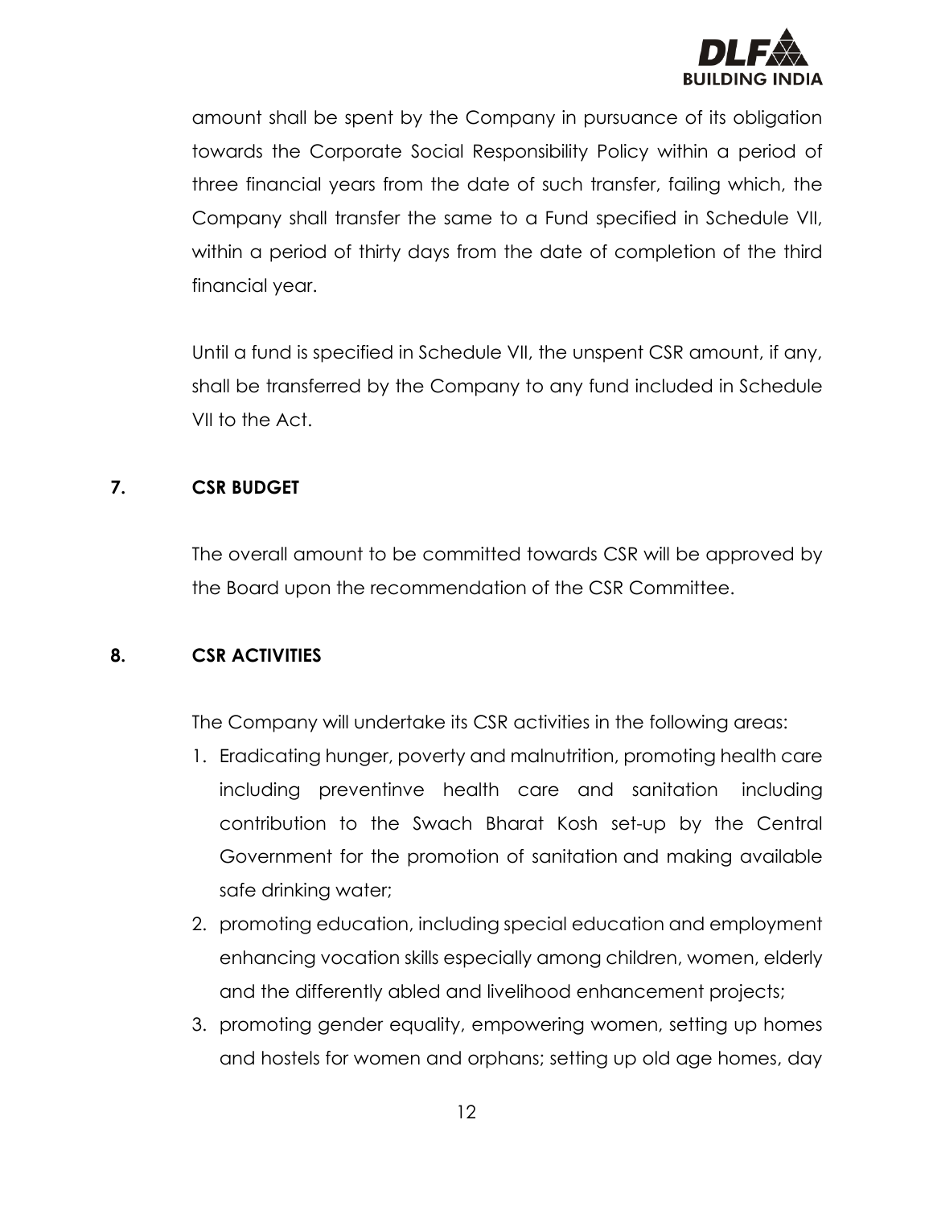amount shall be spent by the Company in pursuance of its obligation towards the Corporate Social Responsibility Policy within a period of three financial years from the date of such transfer, failing which, the Company shall transfer the same to a Fund specified in Schedule VII, within a period of thirty days from the date of completion of the third financial year.

Until a fund is specified in Schedule VII, the unspent CSR amount, if any, shall be transferred by the Company to any fund included in Schedule VII to the Act.

## 7. CSR BUDGET

The overall amount to be committed towards CSR will be approved by the Board upon the recommendation of the CSR Committee.

## 8. CSR ACTIVITIES

The Company will undertake its CSR activities in the following areas:

1. Eradicating hunger, poverty and malnutrition, promoting health care including preventinve health care and sanitation including contribution to the Swach Bharat Kosh set-up by the Central Government for the promotion of sanitation and making available safe drinking water;
2. promoting education, including special education and employment enhancing vocation skills especially among children, women, elderly and the differently abled and livelihood enhancement projects;
3. promoting gender equality, empowering women, setting up homes and hostels for women and orphans; setting up old age homes, day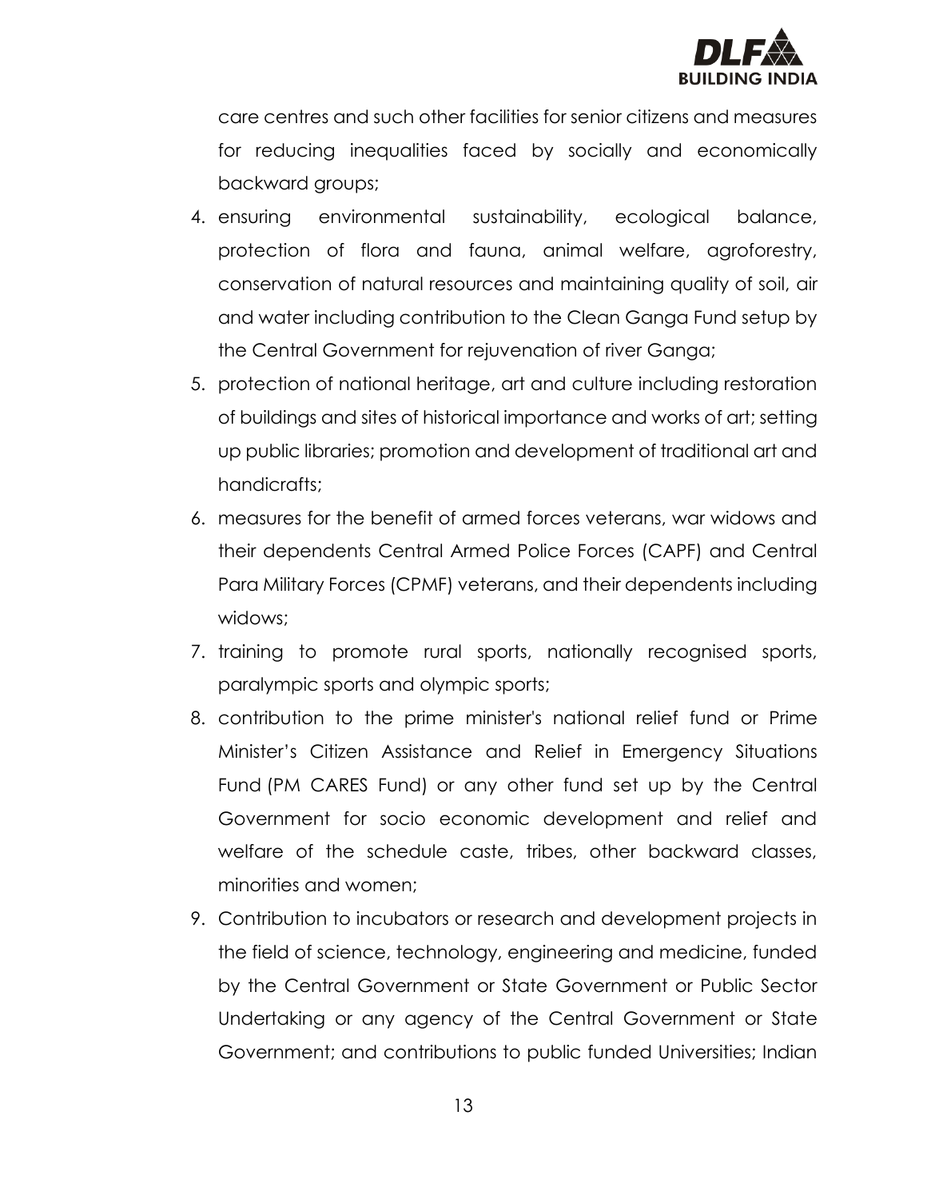care centres and such other facilities for senior citizens and measures for reducing inequalities faced by socially and economically backward groups;

4. ensuring environmental sustainability, ecological balance, protection of flora and fauna, animal welfare, agroforestry, conservation of natural resources and maintaining quality of soil, air and water including contribution to the Clean Ganga Fund setup by the Central Government for rejuvenation of river Ganga;
5. protection of national heritage, art and culture including restoration of buildings and sites of historical importance and works of art; setting up public libraries; promotion and development of traditional art and handicrafts;
6. measures for the benefit of armed forces veterans, war widows and their dependents Central Armed Police Forces (CAPF) and Central Para Military Forces (CPMF) veterans, and their dependents including widows;
7. training to promote rural sports, nationally recognised sports, paralympic sports and olympic sports;
8. contribution to the prime minister's national relief fund or Prime Minister's Citizen Assistance and Relief in Emergency Situations Fund (PM CARES Fund) or any other fund set up by the Central Government for socio economic development and relief and welfare of the schedule caste, tribes, other backward classes, minorities and women;
9. Contribution to incubators or research and development projects in the field of science, technology, engineering and medicine, funded by the Central Government or State Government or Public Sector Undertaking or any agency of the Central Government or State Government; and contributions to public funded Universities; Indian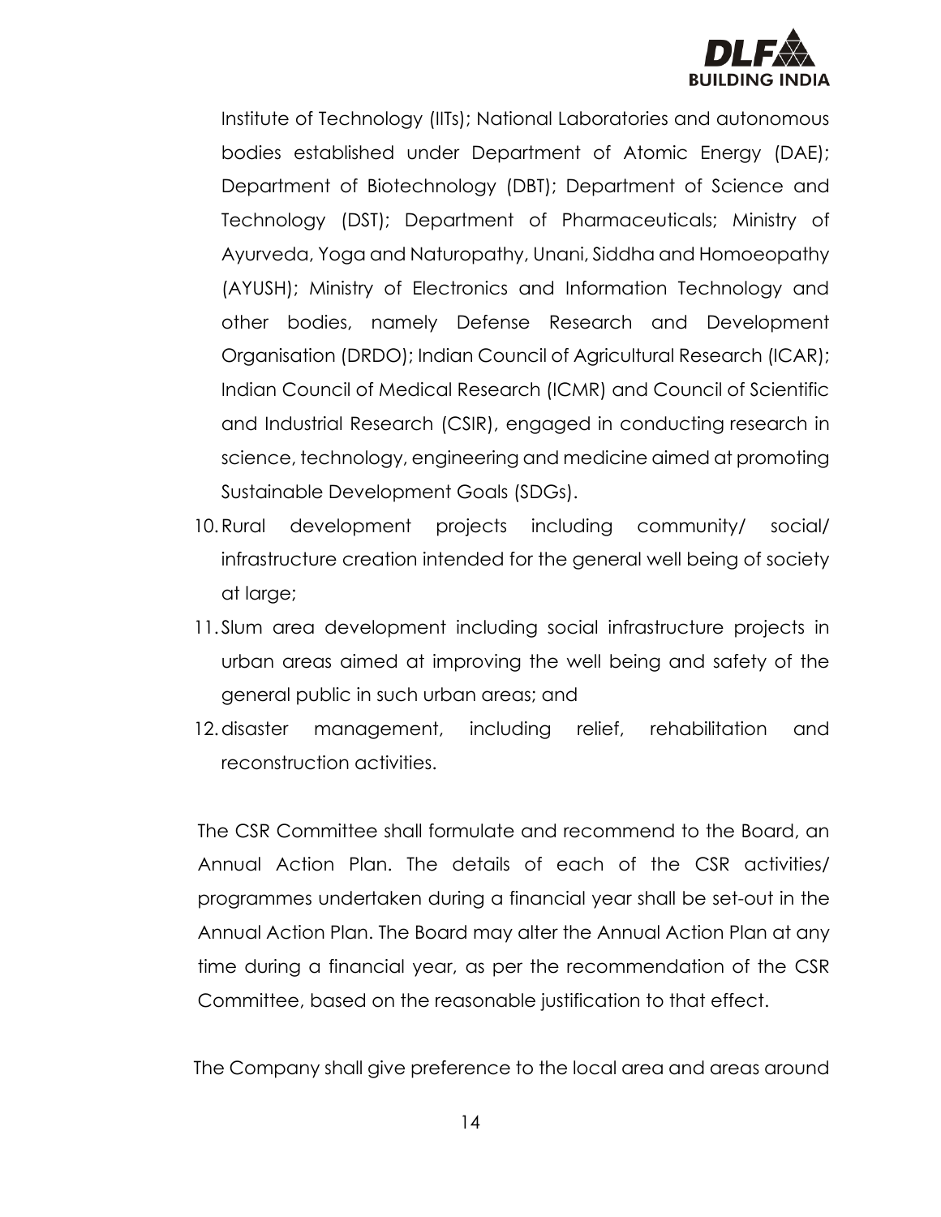Institute of Technology (IITs); National Laboratories and autonomous bodies established under Department of Atomic Energy (DAE); Department of Biotechnology (DBT); Department of Science and Technology (DST); Department of Pharmaceuticals; Ministry of Ayurveda, Yoga and Naturopathy, Unani, Siddha and Homoeopathy (AYUSH); Ministry of Electronics and Information Technology and other bodies, namely Defense Research and Development Organisation (DRDO); Indian Council of Agricultural Research (ICAR); Indian Council of Medical Research (ICMR) and Council of Scientific and Industrial Research (CSIR), engaged in conducting research in science, technology, engineering and medicine aimed at promoting Sustainable Development Goals (SDGs).

10. Rural development projects including community/ social/ infrastructure creation intended for the general well being of society at large;
11. Slum area development including social infrastructure projects in urban areas aimed at improving the well being and safety of the general public in such urban areas; and
12. disaster management, including relief, rehabilitation and reconstruction activities.

The CSR Committee shall formulate and recommend to the Board, an Annual Action Plan. The details of each of the CSR activities/ programmes undertaken during a financial year shall be set-out in the Annual Action Plan. The Board may alter the Annual Action Plan at any time during a financial year, as per the recommendation of the CSR Committee, based on the reasonable justification to that effect.

The Company shall give preference to the local area and areas around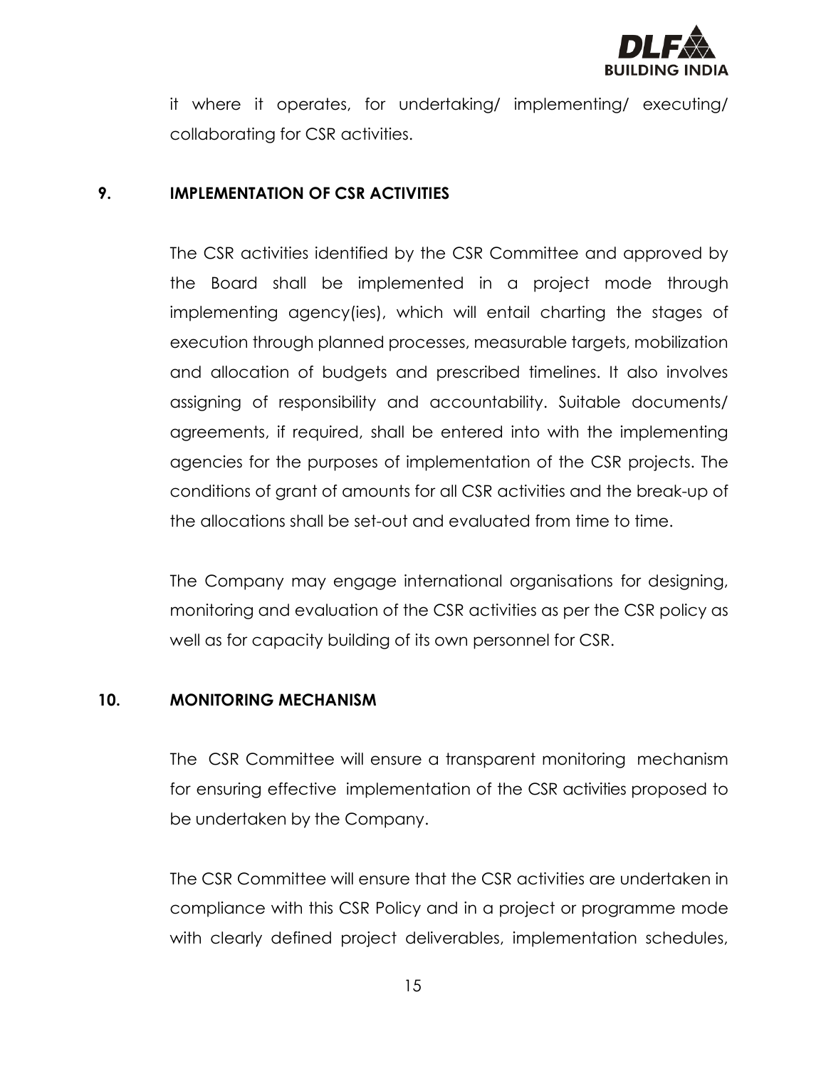it where it operates, for undertaking/ implementing/ executing/ collaborating for CSR activities.

## 9. IMPLEMENTATION OF CSR ACTIVITIES

The CSR activities identified by the CSR Committee and approved by the Board shall be implemented in a project mode through implementing agency(ies), which will entail charting the stages of execution through planned processes, measurable targets, mobilization and allocation of budgets and prescribed timelines. It also involves assigning of responsibility and accountability. Suitable documents/ agreements, if required, shall be entered into with the implementing agencies for the purposes of implementation of the CSR projects. The conditions of grant of amounts for all CSR activities and the break-up of the allocations shall be set-out and evaluated from time to time.

The Company may engage international organisations for designing, monitoring and evaluation of the CSR activities as per the CSR policy as well as for capacity building of its own personnel for CSR.

## 10. MONITORING MECHANISM

The CSR Committee will ensure a transparent monitoring mechanism for ensuring effective implementation of the CSR activities proposed to be undertaken by the Company.

The CSR Committee will ensure that the CSR activities are undertaken in compliance with this CSR Policy and in a project or programme mode with clearly defined project deliverables, implementation schedules,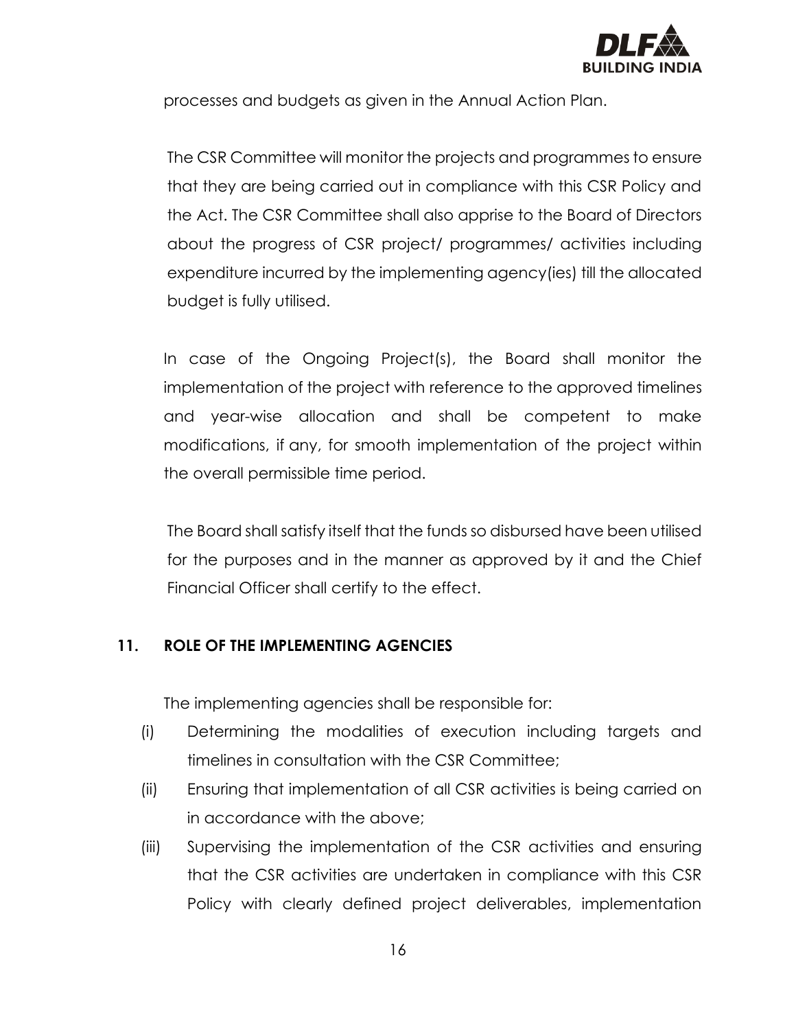processes and budgets as given in the Annual Action Plan.

The CSR Committee will monitor the projects and programmes to ensure that they are being carried out in compliance with this CSR Policy and the Act. The CSR Committee shall also apprise to the Board of Directors about the progress of CSR project/ programmes/ activities including expenditure incurred by the implementing agency(ies) till the allocated budget is fully utilised.

In case of the Ongoing Project(s), the Board shall monitor the implementation of the project with reference to the approved timelines and year-wise allocation and shall be competent to make modifications, if any, for smooth implementation of the project within the overall permissible time period.

The Board shall satisfy itself that the funds so disbursed have been utilised for the purposes and in the manner as approved by it and the Chief Financial Officer shall certify to the effect.

## 11. ROLE OF THE IMPLEMENTING AGENCIES

The implementing agencies shall be responsible for:

(i) Determining the modalities of execution including targets and timelines in consultation with the CSR Committee;

(ii) Ensuring that implementation of all CSR activities is being carried on in accordance with the above;

(iii) Supervising the implementation of the CSR activities and ensuring that the CSR activities are undertaken in compliance with this CSR Policy with clearly defined project deliverables, implementation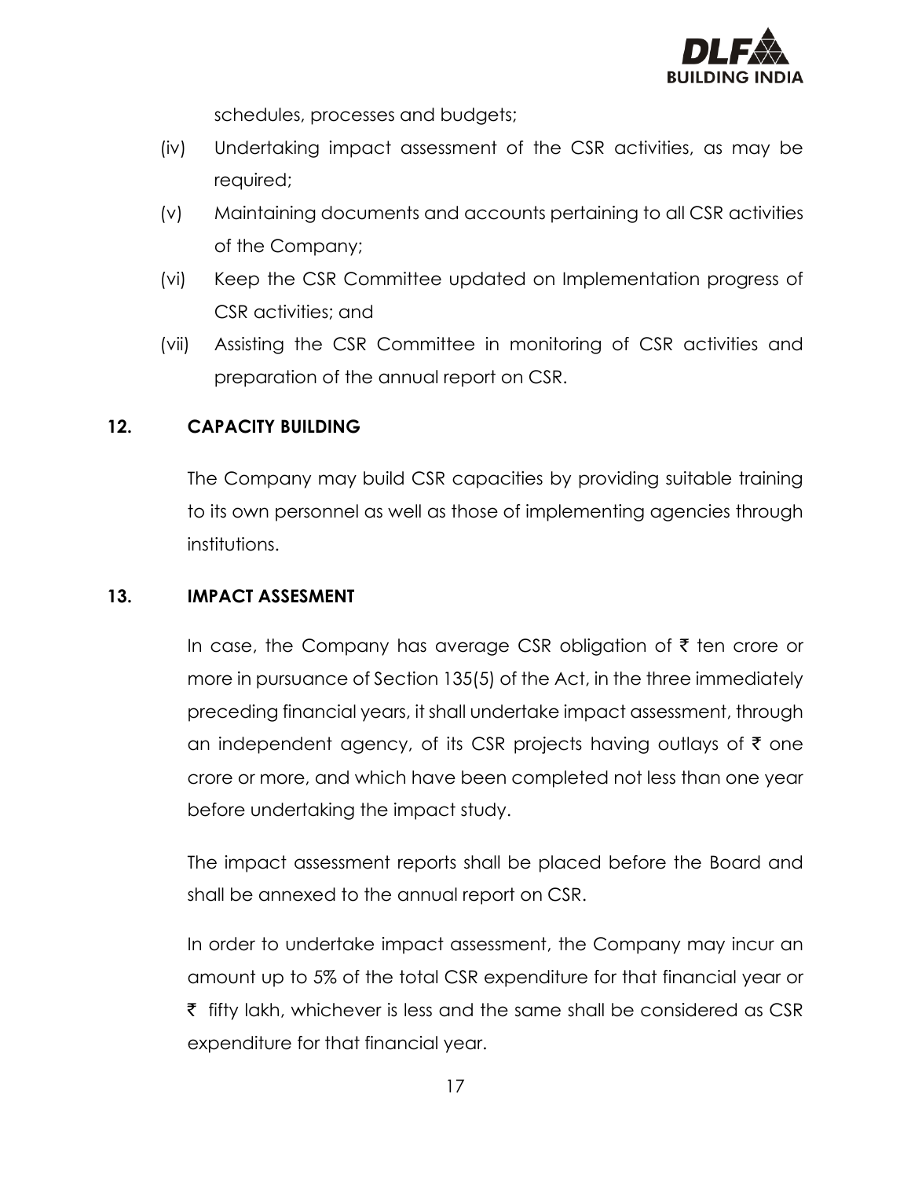schedules, processes and budgets;

(iv) Undertaking impact assessment of the CSR activities, as may be required;

(v) Maintaining documents and accounts pertaining to all CSR activities of the Company;

(vi) Keep the CSR Committee updated on Implementation progress of CSR activities; and

(vii) Assisting the CSR Committee in monitoring of CSR activities and preparation of the annual report on CSR.

## 12. CAPACITY BUILDING

The Company may build CSR capacities by providing suitable training to its own personnel as well as those of implementing agencies through institutions.

## 13. IMPACT ASSESMENT

In case, the Company has average CSR obligation of ₹ ten crore or more in pursuance of Section 135(5) of the Act, in the three immediately preceding financial years, it shall undertake impact assessment, through an independent agency, of its CSR projects having outlays of ₹ one crore or more, and which have been completed not less than one year before undertaking the impact study.

The impact assessment reports shall be placed before the Board and shall be annexed to the annual report on CSR.

In order to undertake impact assessment, the Company may incur an amount up to 5% of the total CSR expenditure for that financial year or ₹ fifty lakh, whichever is less and the same shall be considered as CSR expenditure for that financial year.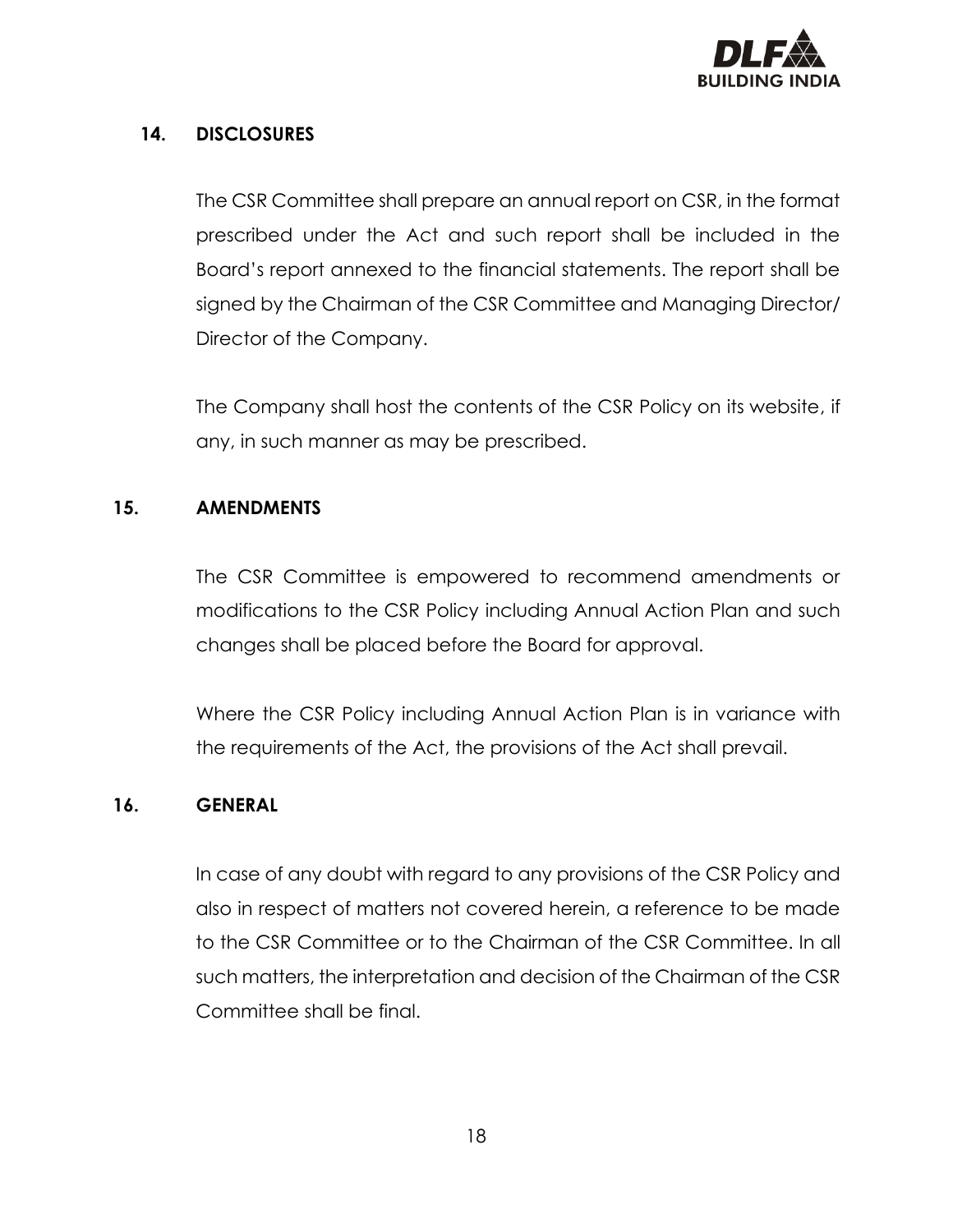## 14. DISCLOSURES

The CSR Committee shall prepare an annual report on CSR, in the format prescribed under the Act and such report shall be included in the Board's report annexed to the financial statements. The report shall be signed by the Chairman of the CSR Committee and Managing Director/ Director of the Company.

The Company shall host the contents of the CSR Policy on its website, if any, in such manner as may be prescribed.

## 15. AMENDMENTS

The CSR Committee is empowered to recommend amendments or modifications to the CSR Policy including Annual Action Plan and such changes shall be placed before the Board for approval.

Where the CSR Policy including Annual Action Plan is in variance with the requirements of the Act, the provisions of the Act shall prevail.

## 16. GENERAL

In case of any doubt with regard to any provisions of the CSR Policy and also in respect of matters not covered herein, a reference to be made to the CSR Committee or to the Chairman of the CSR Committee. In all such matters, the interpretation and decision of the Chairman of the CSR Committee shall be final.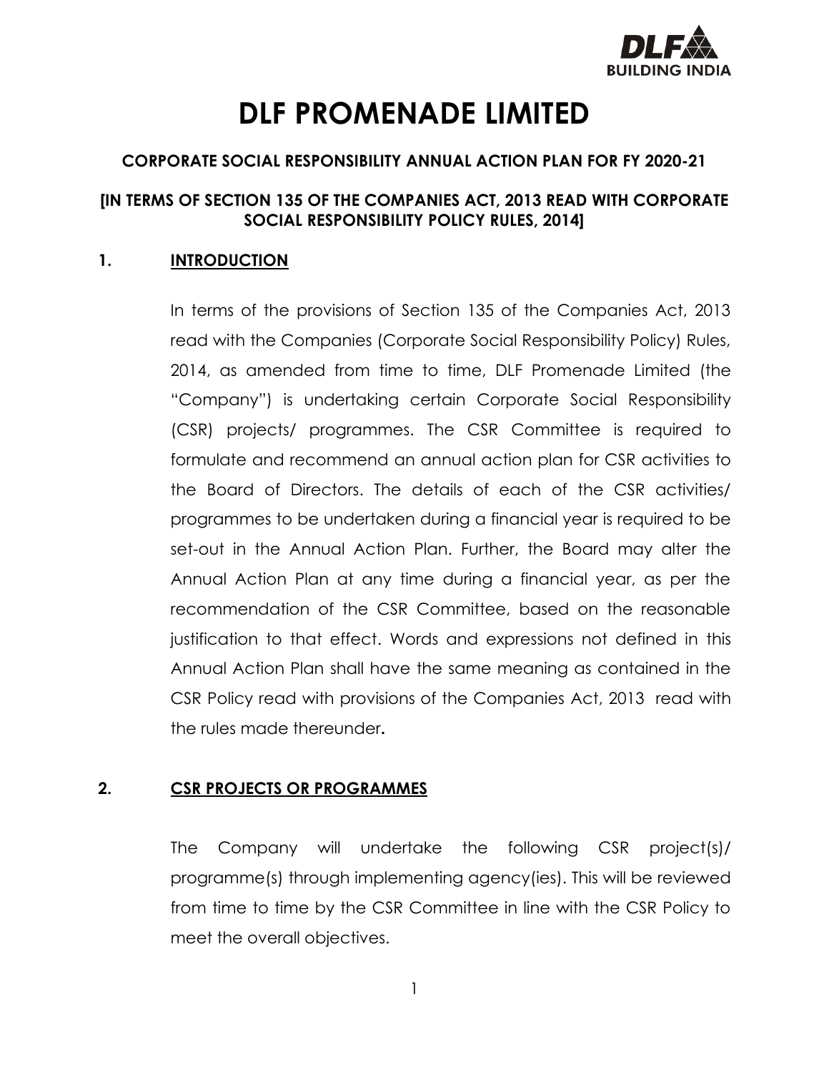# DLF PROMENADE LIMITED

## CORPORATE SOCIAL RESPONSIBILITY ANNUAL ACTION PLAN FOR FY 2020-21

### [IN TERMS OF SECTION 135 OF THE COMPANIES ACT, 2013 READ WITH CORPORATE SOCIAL RESPONSIBILITY POLICY RULES, 2014]

## 1. INTRODUCTION

In terms of the provisions of Section 135 of the Companies Act, 2013 read with the Companies (Corporate Social Responsibility Policy) Rules, 2014, as amended from time to time, DLF Promenade Limited (the "Company") is undertaking certain Corporate Social Responsibility (CSR) projects/ programmes. The CSR Committee is required to formulate and recommend an annual action plan for CSR activities to the Board of Directors. The details of each of the CSR activities/ programmes to be undertaken during a financial year is required to be set-out in the Annual Action Plan. Further, the Board may alter the Annual Action Plan at any time during a financial year, as per the recommendation of the CSR Committee, based on the reasonable justification to that effect. Words and expressions not defined in this Annual Action Plan shall have the same meaning as contained in the CSR Policy read with provisions of the Companies Act, 2013 read with the rules made thereunder**.**

## 2. CSR PROJECTS OR PROGRAMMES

The Company will undertake the following CSR project(s)/ programme(s) through implementing agency(ies). This will be reviewed from time to time by the CSR Committee in line with the CSR Policy to meet the overall objectives.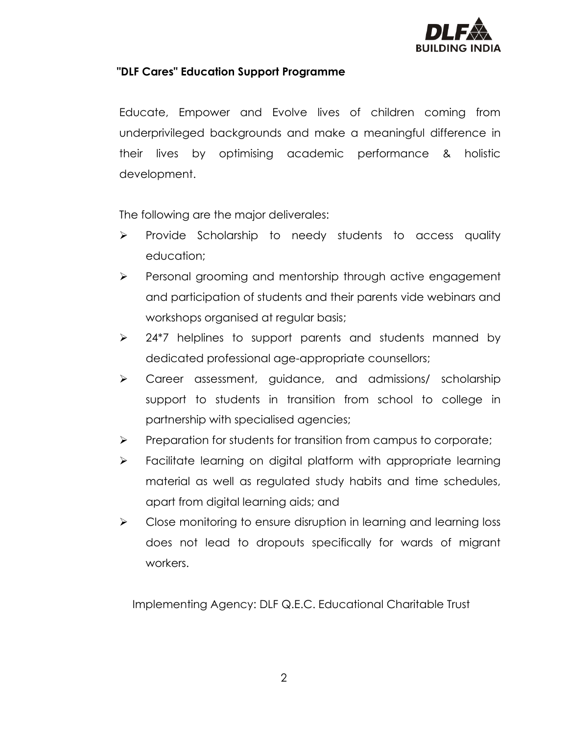**"DLF Cares" Education Support Programme**

Educate, Empower and Evolve lives of children coming from underprivileged backgrounds and make a meaningful difference in their lives by optimising academic performance & holistic development.

The following are the major deliverales:

- Provide Scholarship to needy students to access quality education;
- Personal grooming and mentorship through active engagement and participation of students and their parents vide webinars and workshops organised at regular basis;
- 24*7 helplines to support parents and students manned by dedicated professional age-appropriate counsellors;
- Career assessment, guidance, and admissions/ scholarship support to students in transition from school to college in partnership with specialised agencies;
- Preparation for students for transition from campus to corporate;
- Facilitate learning on digital platform with appropriate learning material as well as regulated study habits and time schedules, apart from digital learning aids; and
- Close monitoring to ensure disruption in learning and learning loss does not lead to dropouts specifically for wards of migrant workers.

Implementing Agency: DLF Q.E.C. Educational Charitable Trust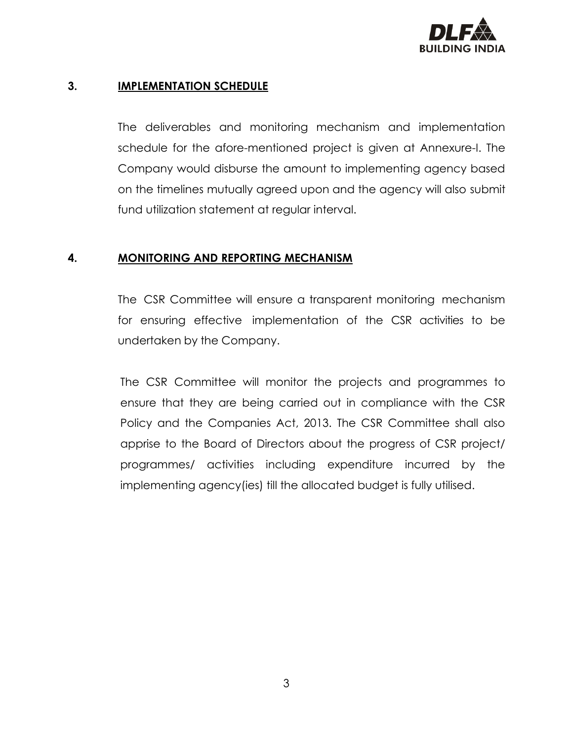## 3. IMPLEMENTATION SCHEDULE

The deliverables and monitoring mechanism and implementation schedule for the afore-mentioned project is given at Annexure-I. The Company would disburse the amount to implementing agency based on the timelines mutually agreed upon and the agency will also submit fund utilization statement at regular interval.

## 4. MONITORING AND REPORTING MECHANISM

The CSR Committee will ensure a transparent monitoring mechanism for ensuring effective implementation of the CSR activities to be undertaken by the Company.

The CSR Committee will monitor the projects and programmes to ensure that they are being carried out in compliance with the CSR Policy and the Companies Act, 2013. The CSR Committee shall also apprise to the Board of Directors about the progress of CSR project/ programmes/ activities including expenditure incurred by the implementing agency(ies) till the allocated budget is fully utilised.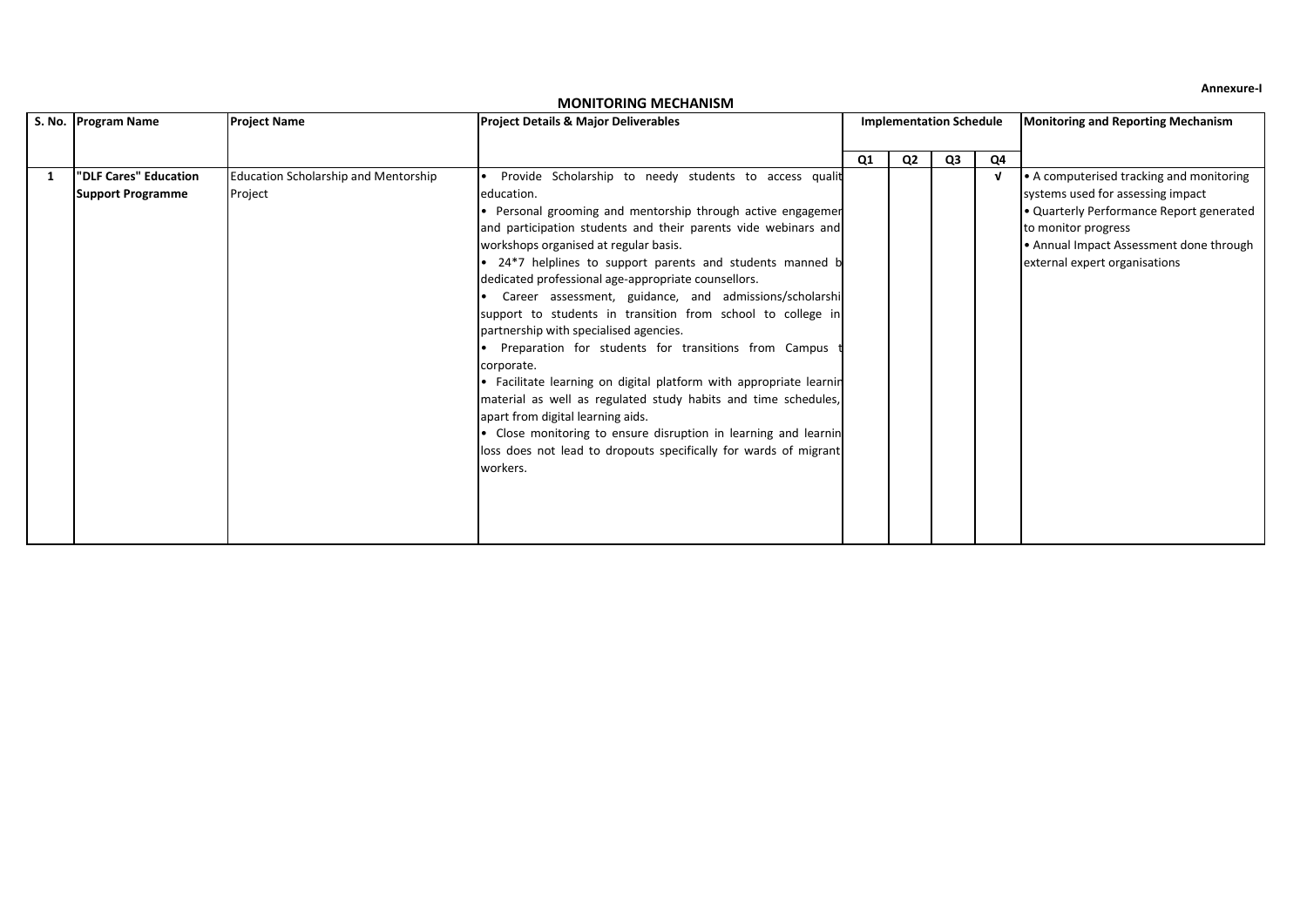Annexure-I

## MONITORING MECHANISM

| S. No. | Program Name | Project Name | Project Details & Major Deliverables | Implementation Schedule | | | | Monitoring and Reporting Mechanism |
|---|---|---|---|---|---|---|---|---|
| | | | | Q1 | Q2 | Q3 | Q4 | |
| 1 | **"DLF Cares" Education Support Programme** | Education Scholarship and Mentorship Project | • Provide Scholarship to needy students to access qualit education.<br>• Personal grooming and mentorship through active engagemer and participation students and their parents vide webinars and workshops organised at regular basis.<br>• 24*7 helplines to support parents and students manned b dedicated professional age-appropriate counsellors.<br>• Career assessment, guidance, and admissions/scholarshi support to students in transition from school to college in partnership with specialised agencies.<br>• Preparation for students for transitions from Campus t corporate.<br>• Facilitate learning on digital platform with appropriate learnir material as well as regulated study habits and time schedules, apart from digital learning aids.<br>• Close monitoring to ensure disruption in learning and learnin loss does not lead to dropouts specifically for wards of migrant workers. | | | | √ | • A computerised tracking and monitoring systems used for assessing impact<br>• Quarterly Performance Report generated to monitor progress<br>• Annual Impact Assessment done through external expert organisations |